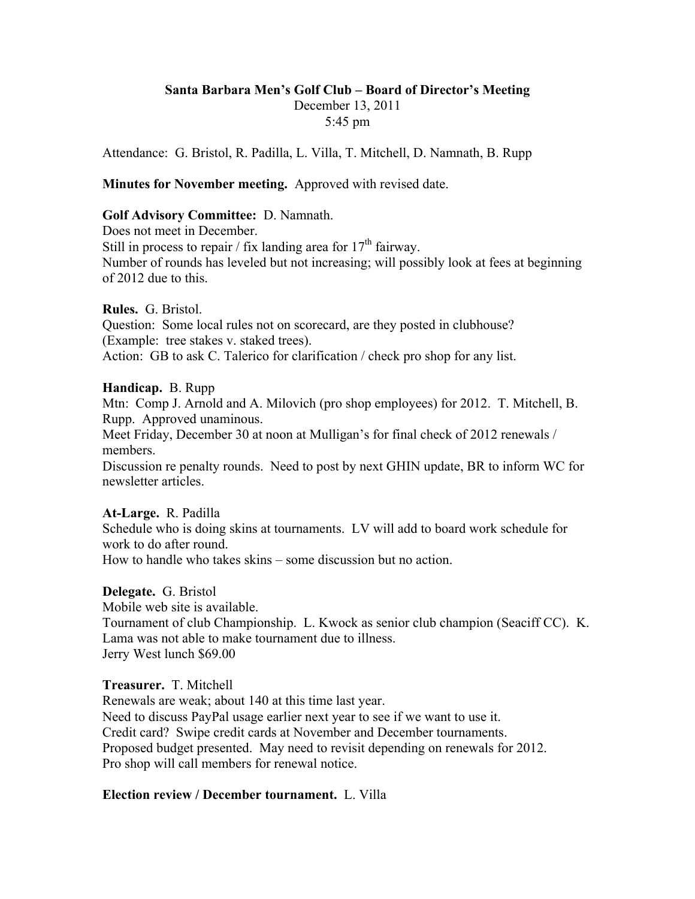**Santa Barbara Men's Golf Club – Board of Director's Meeting**
December 13, 2011
5:45 pm

Attendance: G. Bristol, R. Padilla, L. Villa, T. Mitchell, D. Namnath, B. Rupp

**Minutes for November meeting.** Approved with revised date.

**Golf Advisory Committee:** D. Namnath.
Does not meet in December.
Still in process to repair / fix landing area for 17th fairway.
Number of rounds has leveled but not increasing; will possibly look at fees at beginning of 2012 due to this.

**Rules.** G. Bristol.
Question: Some local rules not on scorecard, are they posted in clubhouse? (Example: tree stakes v. staked trees).
Action: GB to ask C. Talerico for clarification / check pro shop for any list.

**Handicap.** B. Rupp
Mtn: Comp J. Arnold and A. Milovich (pro shop employees) for 2012. T. Mitchell, B. Rupp. Approved unaminous.
Meet Friday, December 30 at noon at Mulligan's for final check of 2012 renewals / members.
Discussion re penalty rounds. Need to post by next GHIN update, BR to inform WC for newsletter articles.

**At-Large.** R. Padilla
Schedule who is doing skins at tournaments. LV will add to board work schedule for work to do after round.
How to handle who takes skins – some discussion but no action.

**Delegate.** G. Bristol
Mobile web site is available.
Tournament of club Championship. L. Kwock as senior club champion (Seaciff CC). K. Lama was not able to make tournament due to illness.
Jerry West lunch $69.00

**Treasurer.** T. Mitchell
Renewals are weak; about 140 at this time last year.
Need to discuss PayPal usage earlier next year to see if we want to use it.
Credit card? Swipe credit cards at November and December tournaments.
Proposed budget presented. May need to revisit depending on renewals for 2012.
Pro shop will call members for renewal notice.

**Election review / December tournament.** L. Villa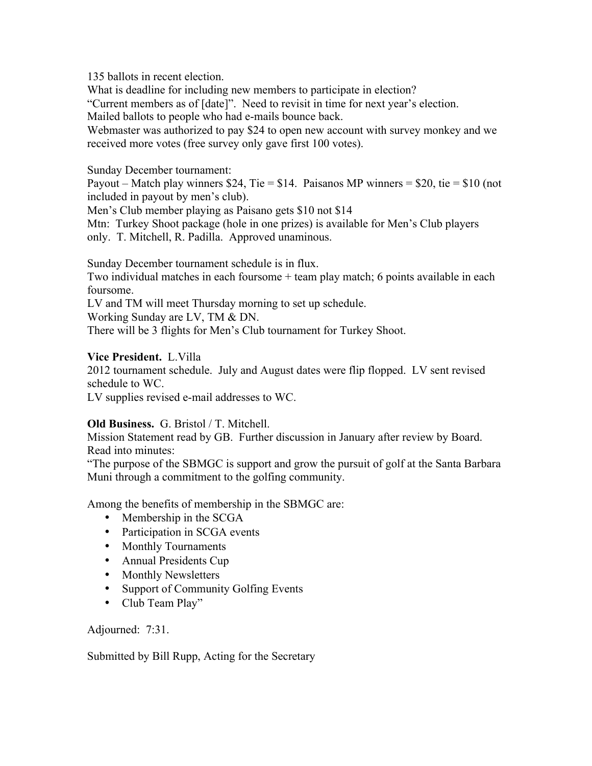135 ballots in recent election.
What is deadline for including new members to participate in election?
"Current members as of [date]". Need to revisit in time for next year's election.
Mailed ballots to people who had e-mails bounce back.
Webmaster was authorized to pay $24 to open new account with survey monkey and we received more votes (free survey only gave first 100 votes).

Sunday December tournament:
Payout – Match play winners $24, Tie = $14. Paisanos MP winners = $20, tie = $10 (not included in payout by men's club).
Men's Club member playing as Paisano gets $10 not $14
Mtn: Turkey Shoot package (hole in one prizes) is available for Men's Club players only. T. Mitchell, R. Padilla. Approved unaminous.

Sunday December tournament schedule is in flux.
Two individual matches in each foursome + team play match; 6 points available in each foursome.
LV and TM will meet Thursday morning to set up schedule.
Working Sunday are LV, TM & DN.
There will be 3 flights for Men's Club tournament for Turkey Shoot.

**Vice President.** L.Villa
2012 tournament schedule. July and August dates were flip flopped. LV sent revised schedule to WC.
LV supplies revised e-mail addresses to WC.

**Old Business.** G. Bristol / T. Mitchell.
Mission Statement read by GB. Further discussion in January after review by Board.
Read into minutes:
"The purpose of the SBMGC is support and grow the pursuit of golf at the Santa Barbara Muni through a commitment to the golfing community.

Among the benefits of membership in the SBMGC are:

- Membership in the SCGA
- Participation in SCGA events
- Monthly Tournaments
- Annual Presidents Cup
- Monthly Newsletters
- Support of Community Golfing Events
- Club Team Play"

Adjourned: 7:31.

Submitted by Bill Rupp, Acting for the Secretary